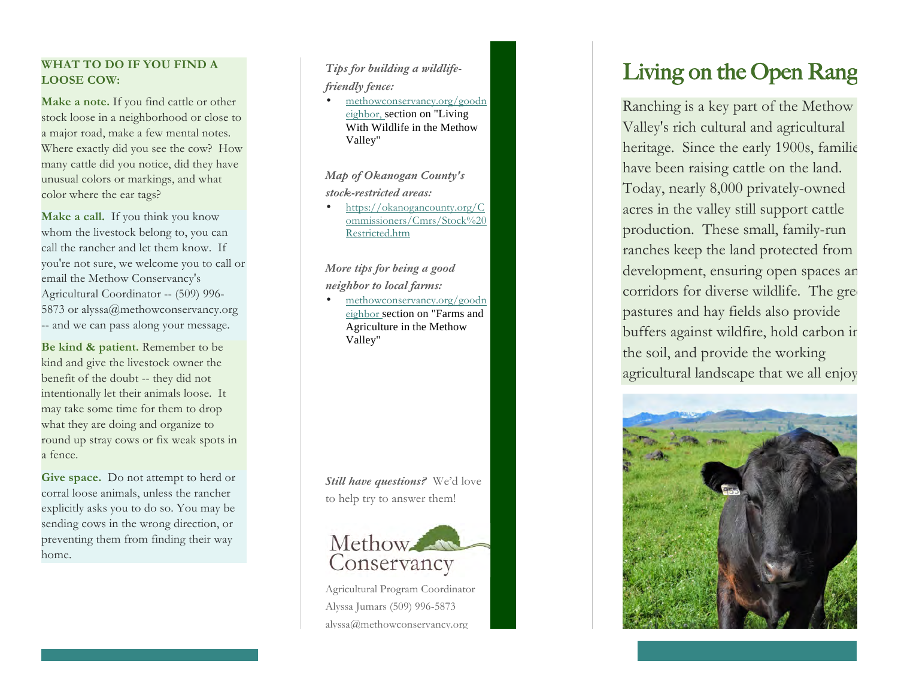## WHAT TO DO IF YOU FIND A LOOSE COW:

**Make a note.** If you find cattle or other stock loose in a neighborhood or close to a major road, make a few mental notes. Where exactly did you see the cow? How many cattle did you notice, did they have unusual colors or markings, and what color where the ear tags?

**Make a call.** If you think you know whom the livestock belong to, you can call the rancher and let them know. If you're not sure, we welcome you to call or email the Methow Conservancy's Agricultural Coordinator -- (509) 996-5873 or alyssa@methowconservancy.org -- and we can pass along your message.

**Be kind & patient.** Remember to be kind and give the livestock owner the benefit of the doubt -- they did not intentionally let their animals loose. It may take some time for them to drop what they are doing and organize to round up stray cows or fix weak spots in a fence.

**Give space.** Do not attempt to herd or corral loose animals, unless the rancher explicitly asks you to do so. You may be sending cows in the wrong direction, or preventing them from finding their way home.

*Tips for building a wildlife-friendly fence:*

- methowconservancy.org/goodneighbor, section on "Living With Wildlife in the Methow Valley"

*Map of Okanogan County's stock-restricted areas:*

- https://okanogancounty.org/Commissioners/Cmrs/Stock%20Restricted.htm

*More tips for being a good neighbor to local farms:*

- methowconservancy.org/goodneighbor section on "Farms and Agriculture in the Methow Valley"

***Still have questions?*** We'd love to help try to answer them!

Methow Conservancy

Agricultural Program Coordinator
Alyssa Jumars (509) 996-5873
alyssa@methowconservancy.org

# Living on the Open Rang

Ranching is a key part of the Methow Valley's rich cultural and agricultural heritage. Since the early 1900s, familie have been raising cattle on the land. Today, nearly 8,000 privately-owned acres in the valley still support cattle production. These small, family-run ranches keep the land protected from development, ensuring open spaces an corridors for diverse wildlife. The gre pastures and hay fields also provide buffers against wildfire, hold carbon ir the soil, and provide the working agricultural landscape that we all enjoy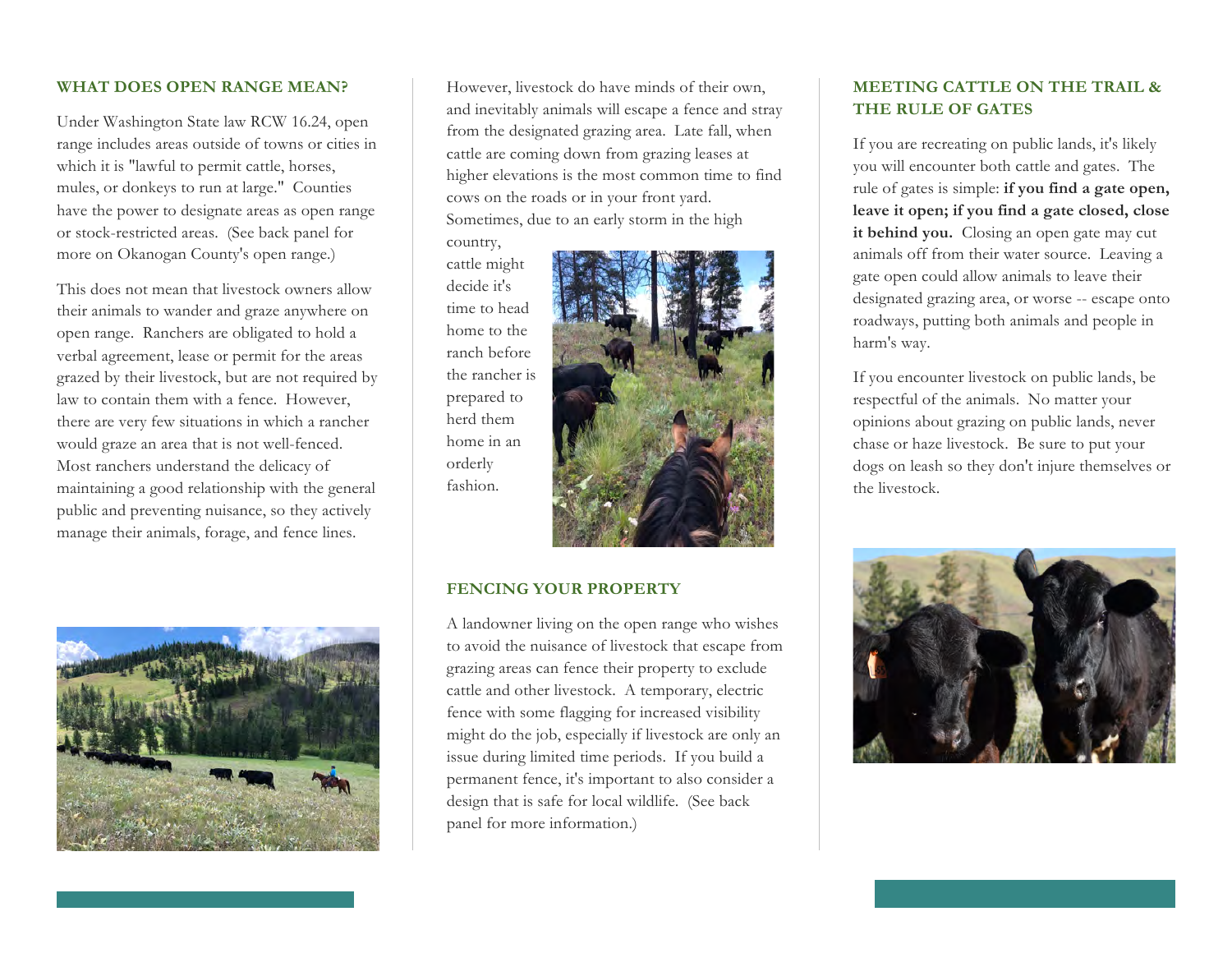## WHAT DOES OPEN RANGE MEAN?

Under Washington State law RCW 16.24, open range includes areas outside of towns or cities in which it is "lawful to permit cattle, horses, mules, or donkeys to run at large." Counties have the power to designate areas as open range or stock-restricted areas. (See back panel for more on Okanogan County's open range.)

This does not mean that livestock owners allow their animals to wander and graze anywhere on open range. Ranchers are obligated to hold a verbal agreement, lease or permit for the areas grazed by their livestock, but are not required by law to contain them with a fence. However, there are very few situations in which a rancher would graze an area that is not well-fenced. Most ranchers understand the delicacy of maintaining a good relationship with the general public and preventing nuisance, so they actively manage their animals, forage, and fence lines.

However, livestock do have minds of their own, and inevitably animals will escape a fence and stray from the designated grazing area. Late fall, when cattle are coming down from grazing leases at higher elevations is the most common time to find cows on the roads or in your front yard. Sometimes, due to an early storm in the high country, cattle might decide it's time to head home to the ranch before the rancher is prepared to herd them home in an orderly fashion.

## FENCING YOUR PROPERTY

A landowner living on the open range who wishes to avoid the nuisance of livestock that escape from grazing areas can fence their property to exclude cattle and other livestock. A temporary, electric fence with some flagging for increased visibility might do the job, especially if livestock are only an issue during limited time periods. If you build a permanent fence, it's important to also consider a design that is safe for local wildlife. (See back panel for more information.)

## MEETING CATTLE ON THE TRAIL & THE RULE OF GATES

If you are recreating on public lands, it's likely you will encounter both cattle and gates. The rule of gates is simple: **if you find a gate open, leave it open; if you find a gate closed, close it behind you.** Closing an open gate may cut animals off from their water source. Leaving a gate open could allow animals to leave their designated grazing area, or worse -- escape onto roadways, putting both animals and people in harm's way.

If you encounter livestock on public lands, be respectful of the animals. No matter your opinions about grazing on public lands, never chase or haze livestock. Be sure to put your dogs on leash so they don't injure themselves or the livestock.